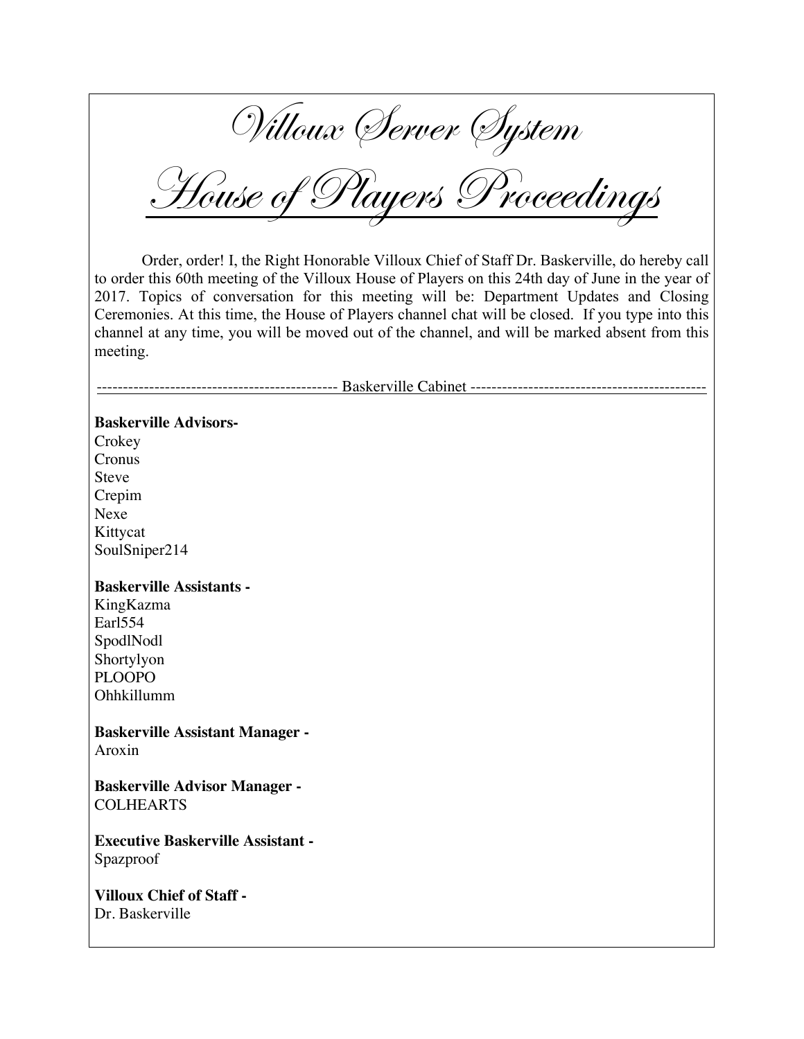# Villoux Server System

# House of Players Proceedings

Order, order! I, the Right Honorable Villoux Chief of Staff Dr. Baskerville, do hereby call to order this 60th meeting of the Villoux House of Players on this 24th day of June in the year of 2017. Topics of conversation for this meeting will be: Department Updates and Closing Ceremonies. At this time, the House of Players channel chat will be closed. If you type into this channel at any time, you will be moved out of the channel, and will be marked absent from this meeting.

---------------------------------------------- Baskerville Cabinet ---------------------------------------------

**Baskerville Advisors-**
Crokey
Cronus
Steve
Crepim
Nexe
Kittycat
SoulSniper214

**Baskerville Assistants -**
KingKazma
Earl554
SpodlNodl
Shortylyon
PLOOPO
Ohhkillumm

**Baskerville Assistant Manager -**
Aroxin

**Baskerville Advisor Manager -**
COLHEARTS

**Executive Baskerville Assistant -**
Spazproof

**Villoux Chief of Staff -**
Dr. Baskerville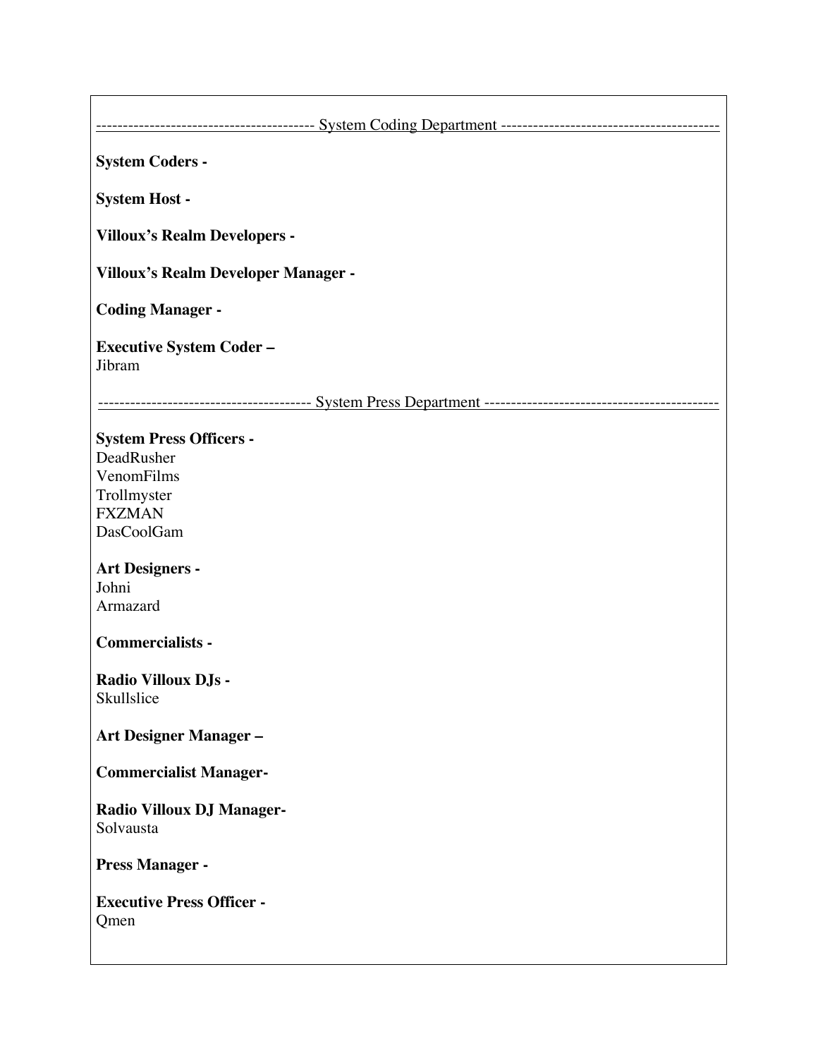---------------------------------------- System Coding Department ----------------------------------------

**System Coders -**

**System Host -**

**Villoux's Realm Developers -**

**Villoux's Realm Developer Manager -**

**Coding Manager -**

**Executive System Coder –**
Jibram

--------------------------------------- System Press Department -------------------------------------------

**System Press Officers -**
DeadRusher
VenomFilms
Trollmyster
FXZMAN
DasCoolGam

**Art Designers -**
Johni
Armazard

**Commercialists -**

**Radio Villoux DJs -**
Skullslice

**Art Designer Manager –**

**Commercialist Manager-**

**Radio Villoux DJ Manager-**
Solvausta

**Press Manager -**

**Executive Press Officer -**
Qmen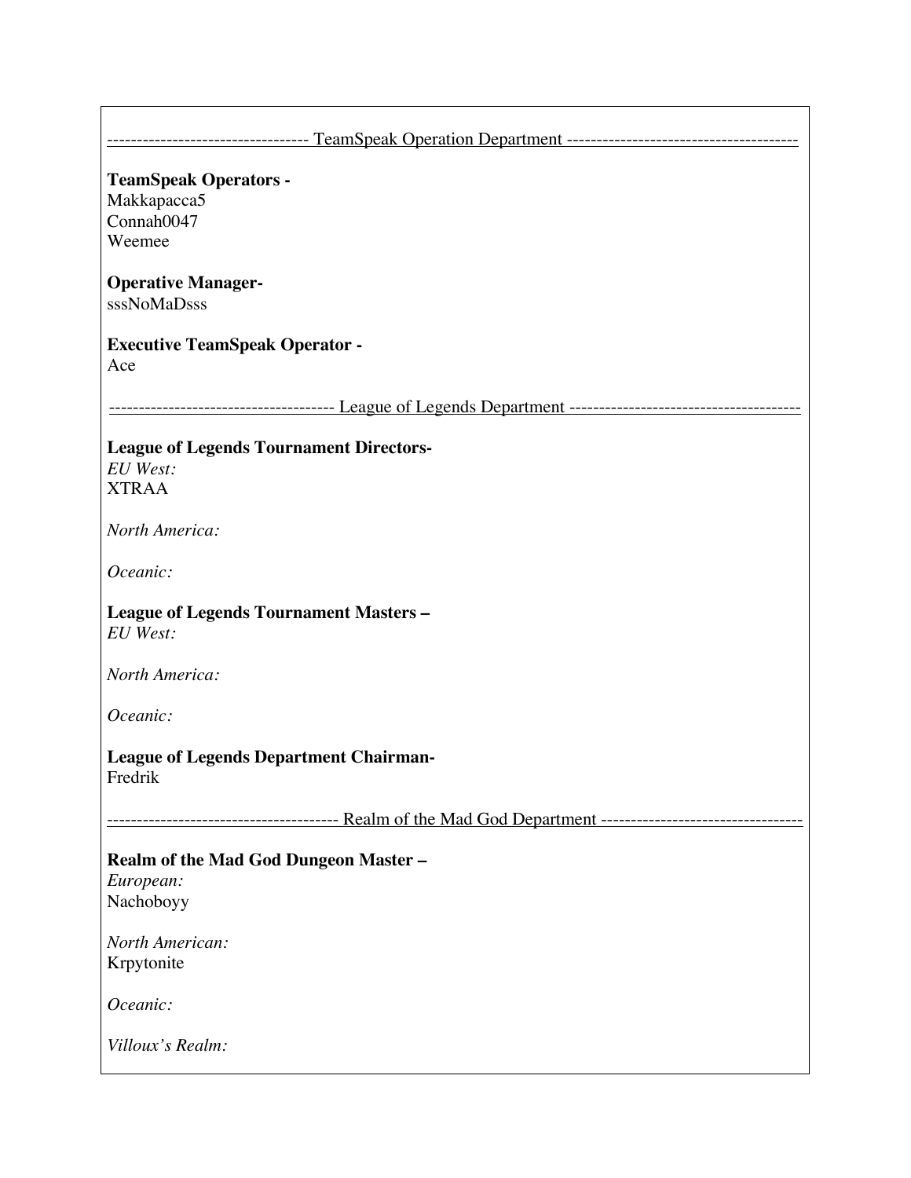---------------------------------- TeamSpeak Operation Department ---------------------------------------

**TeamSpeak Operators -**
Makkapacca5
Connah0047
Weemee

**Operative Manager-**
sssNoMaDsss

**Executive TeamSpeak Operator -**
Ace

-------------------------------------- League of Legends Department ---------------------------------------

**League of Legends Tournament Directors-**
*EU West:*
XTRAA

*North America:*

*Oceanic:*

**League of Legends Tournament Masters –**
*EU West:*

*North America:*

*Oceanic:*

**League of Legends Department Chairman-**
Fredrik

--------------------------------------- Realm of the Mad God Department ----------------------------------

**Realm of the Mad God Dungeon Master –**
*European:*
Nachoboyy

*North American:*
Krpytonite

*Oceanic:*

*Villoux's Realm:*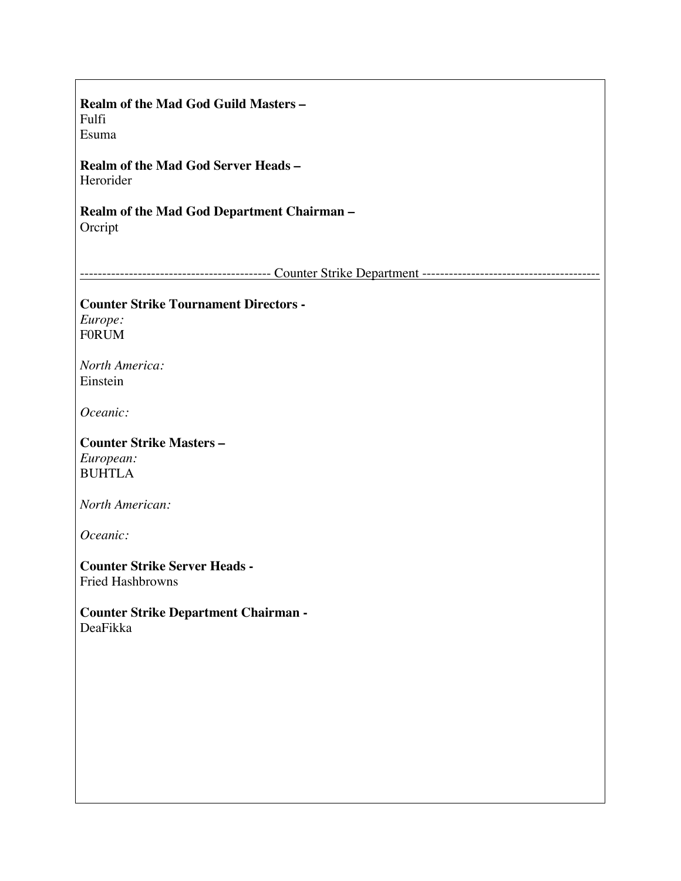**Realm of the Mad God Guild Masters –**
Fulfi
Esuma

**Realm of the Mad God Server Heads –**
Herorider

**Realm of the Mad God Department Chairman –**
Orcript

------------------------------------------ Counter Strike Department ---------------------------------------

**Counter Strike Tournament Directors -**
*Europe:*
F0RUM

*North America:*
Einstein

*Oceanic:*

**Counter Strike Masters –**
*European:*
BUHTLA

*North American:*

*Oceanic:*

**Counter Strike Server Heads -**
Fried Hashbrowns

**Counter Strike Department Chairman -**
DeaFikka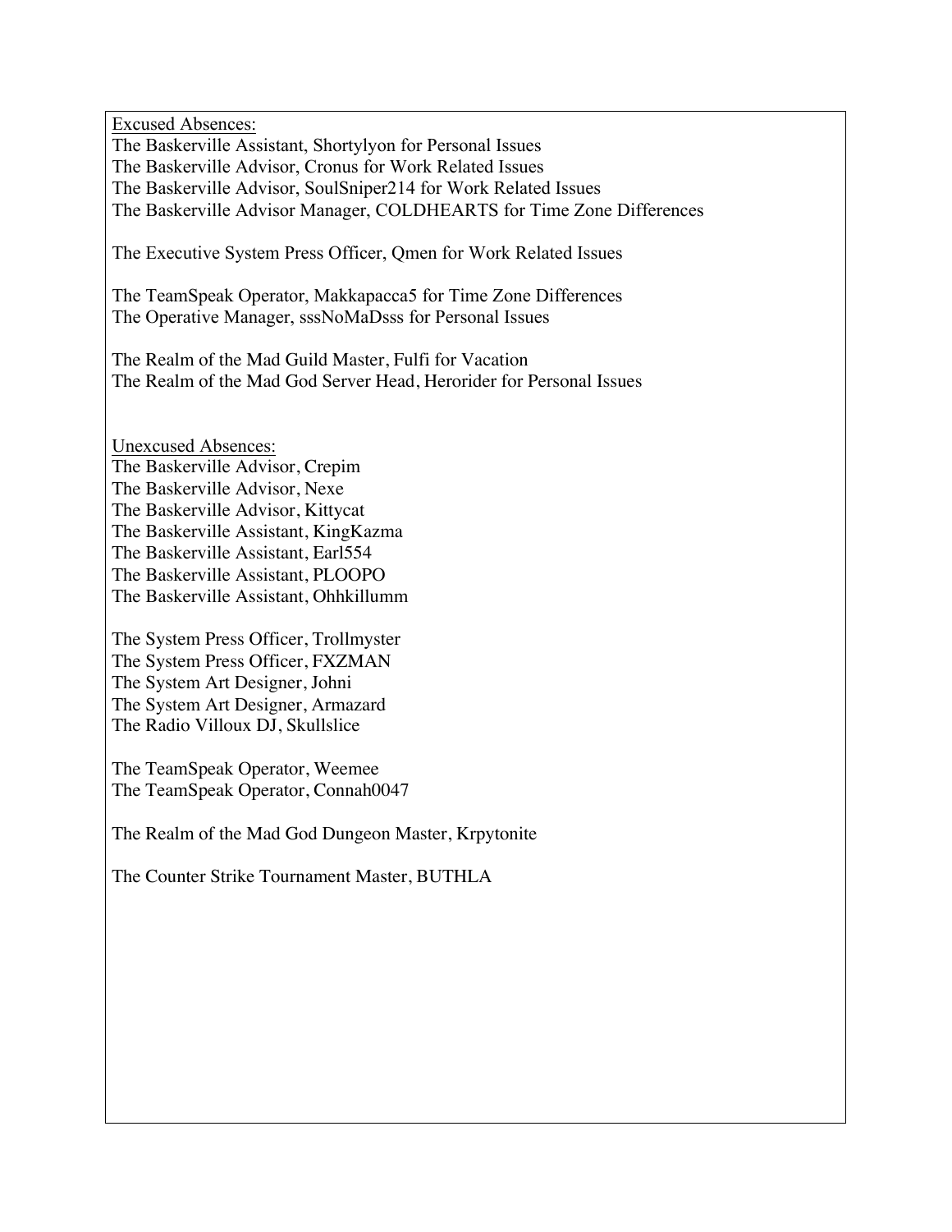<u>Excused Absences:</u>

The Baskerville Assistant, Shortylyon for Personal Issues
The Baskerville Advisor, Cronus for Work Related Issues
The Baskerville Advisor, SoulSniper214 for Work Related Issues
The Baskerville Advisor Manager, COLDHEARTS for Time Zone Differences

The Executive System Press Officer, Qmen for Work Related Issues

The TeamSpeak Operator, Makkapacca5 for Time Zone Differences
The Operative Manager, sssNoMaDsss for Personal Issues

The Realm of the Mad Guild Master, Fulfi for Vacation
The Realm of the Mad God Server Head, Herorider for Personal Issues

<u>Unexcused Absences:</u>

The Baskerville Advisor, Crepim
The Baskerville Advisor, Nexe
The Baskerville Advisor, Kittycat
The Baskerville Assistant, KingKazma
The Baskerville Assistant, Earl554
The Baskerville Assistant, PLOOPO
The Baskerville Assistant, Ohhkillumm

The System Press Officer, Trollmyster
The System Press Officer, FXZMAN
The System Art Designer, Johni
The System Art Designer, Armazard
The Radio Villoux DJ, Skullslice

The TeamSpeak Operator, Weemee
The TeamSpeak Operator, Connah0047

The Realm of the Mad God Dungeon Master, Krpytonite

The Counter Strike Tournament Master, BUTHLA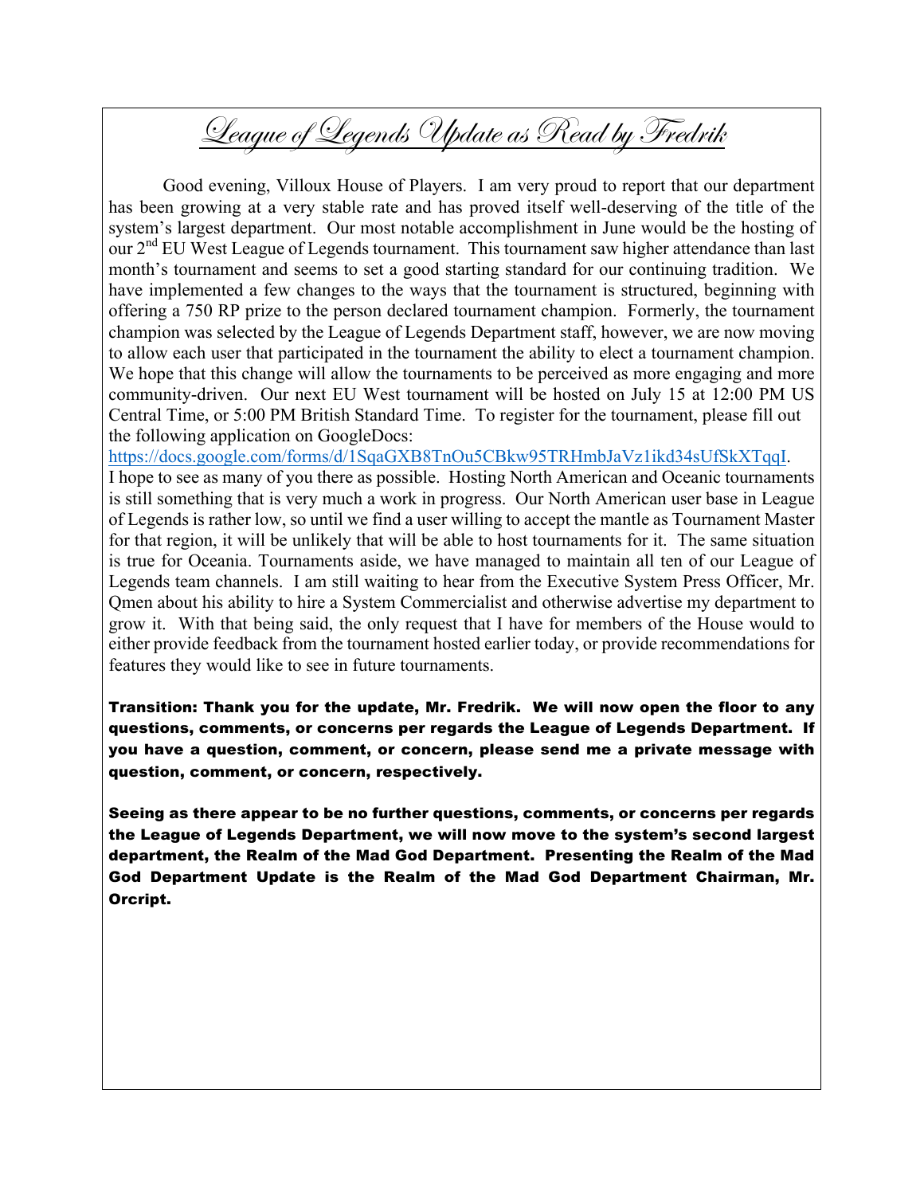# League of Legends Update as Read by Fredrik

Good evening, Villoux House of Players. I am very proud to report that our department has been growing at a very stable rate and has proved itself well-deserving of the title of the system's largest department. Our most notable accomplishment in June would be the hosting of our 2nd EU West League of Legends tournament. This tournament saw higher attendance than last month's tournament and seems to set a good starting standard for our continuing tradition. We have implemented a few changes to the ways that the tournament is structured, beginning with offering a 750 RP prize to the person declared tournament champion. Formerly, the tournament champion was selected by the League of Legends Department staff, however, we are now moving to allow each user that participated in the tournament the ability to elect a tournament champion. We hope that this change will allow the tournaments to be perceived as more engaging and more community-driven. Our next EU West tournament will be hosted on July 15 at 12:00 PM US Central Time, or 5:00 PM British Standard Time. To register for the tournament, please fill out the following application on GoogleDocs: [https://docs.google.com/forms/d/1SqaGXB8TnOu5CBkw95TRHmbJaVz1ikd34sUfSkXTqqI](https://docs.google.com/forms/d/1SqaGXB8TnOu5CBkw95TRHmbJaVz1ikd34sUfSkXTqqI). I hope to see as many of you there as possible. Hosting North American and Oceanic tournaments is still something that is very much a work in progress. Our North American user base in League of Legends is rather low, so until we find a user willing to accept the mantle as Tournament Master for that region, it will be unlikely that will be able to host tournaments for it. The same situation is true for Oceania. Tournaments aside, we have managed to maintain all ten of our League of Legends team channels. I am still waiting to hear from the Executive System Press Officer, Mr. Qmen about his ability to hire a System Commercialist and otherwise advertise my department to grow it. With that being said, the only request that I have for members of the House would to either provide feedback from the tournament hosted earlier today, or provide recommendations for features they would like to see in future tournaments.

**Transition: Thank you for the update, Mr. Fredrik. We will now open the floor to any questions, comments, or concerns per regards the League of Legends Department. If you have a question, comment, or concern, please send me a private message with question, comment, or concern, respectively.**

**Seeing as there appear to be no further questions, comments, or concerns per regards the League of Legends Department, we will now move to the system's second largest department, the Realm of the Mad God Department. Presenting the Realm of the Mad God Department Update is the Realm of the Mad God Department Chairman, Mr. Orcript.**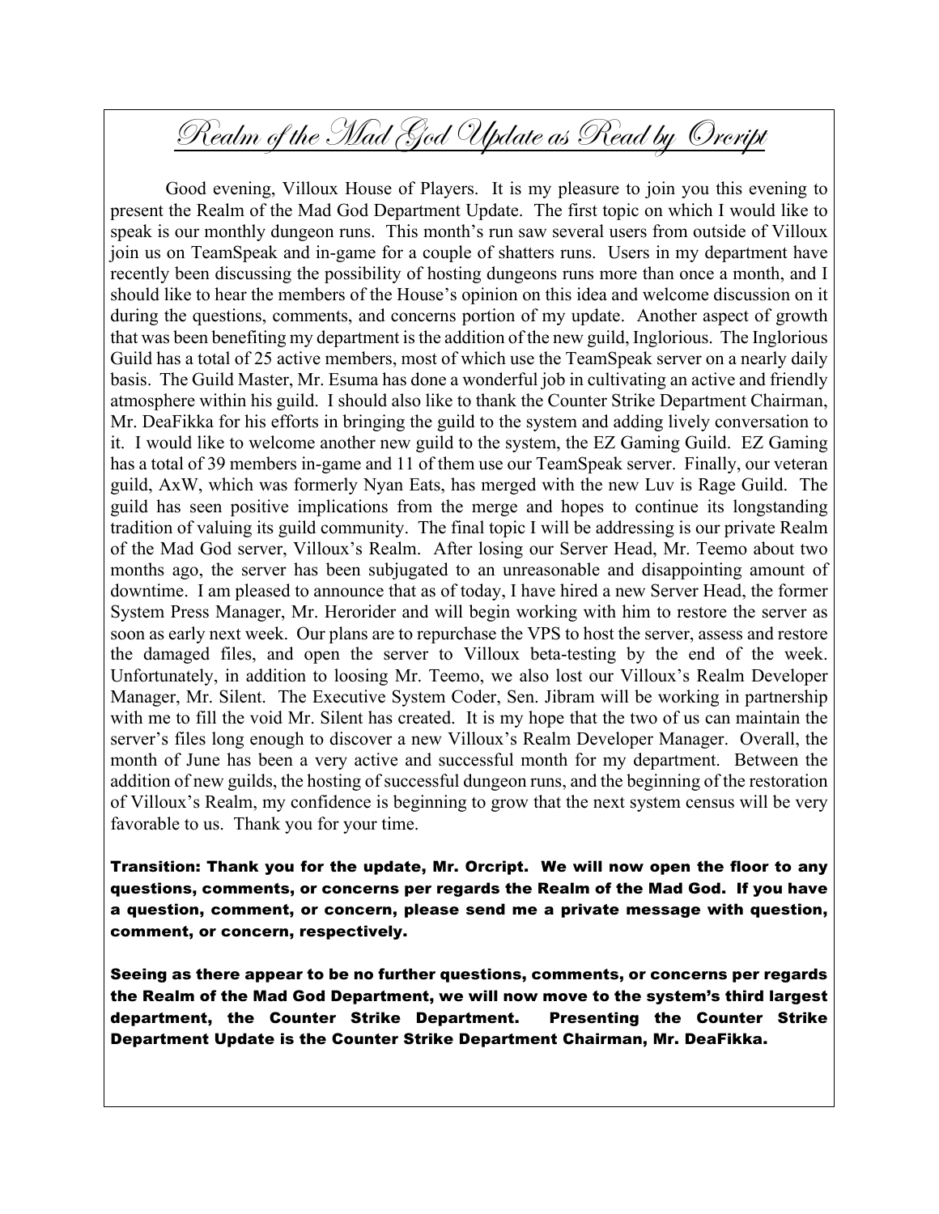# Realm of the Mad God Update as Read by Orcript

Good evening, Villoux House of Players. It is my pleasure to join you this evening to present the Realm of the Mad God Department Update. The first topic on which I would like to speak is our monthly dungeon runs. This month's run saw several users from outside of Villoux join us on TeamSpeak and in-game for a couple of shatters runs. Users in my department have recently been discussing the possibility of hosting dungeons runs more than once a month, and I should like to hear the members of the House's opinion on this idea and welcome discussion on it during the questions, comments, and concerns portion of my update. Another aspect of growth that was been benefiting my department is the addition of the new guild, Inglorious. The Inglorious Guild has a total of 25 active members, most of which use the TeamSpeak server on a nearly daily basis. The Guild Master, Mr. Esuma has done a wonderful job in cultivating an active and friendly atmosphere within his guild. I should also like to thank the Counter Strike Department Chairman, Mr. DeaFikka for his efforts in bringing the guild to the system and adding lively conversation to it. I would like to welcome another new guild to the system, the EZ Gaming Guild. EZ Gaming has a total of 39 members in-game and 11 of them use our TeamSpeak server. Finally, our veteran guild, AxW, which was formerly Nyan Eats, has merged with the new Luv is Rage Guild. The guild has seen positive implications from the merge and hopes to continue its longstanding tradition of valuing its guild community. The final topic I will be addressing is our private Realm of the Mad God server, Villoux's Realm. After losing our Server Head, Mr. Teemo about two months ago, the server has been subjugated to an unreasonable and disappointing amount of downtime. I am pleased to announce that as of today, I have hired a new Server Head, the former System Press Manager, Mr. Herorider and will begin working with him to restore the server as soon as early next week. Our plans are to repurchase the VPS to host the server, assess and restore the damaged files, and open the server to Villoux beta-testing by the end of the week. Unfortunately, in addition to loosing Mr. Teemo, we also lost our Villoux's Realm Developer Manager, Mr. Silent. The Executive System Coder, Sen. Jibram will be working in partnership with me to fill the void Mr. Silent has created. It is my hope that the two of us can maintain the server's files long enough to discover a new Villoux's Realm Developer Manager. Overall, the month of June has been a very active and successful month for my department. Between the addition of new guilds, the hosting of successful dungeon runs, and the beginning of the restoration of Villoux's Realm, my confidence is beginning to grow that the next system census will be very favorable to us. Thank you for your time.

**Transition: Thank you for the update, Mr. Orcript. We will now open the floor to any questions, comments, or concerns per regards the Realm of the Mad God. If you have a question, comment, or concern, please send me a private message with question, comment, or concern, respectively.**

**Seeing as there appear to be no further questions, comments, or concerns per regards the Realm of the Mad God Department, we will now move to the system's third largest department, the Counter Strike Department. Presenting the Counter Strike Department Update is the Counter Strike Department Chairman, Mr. DeaFikka.**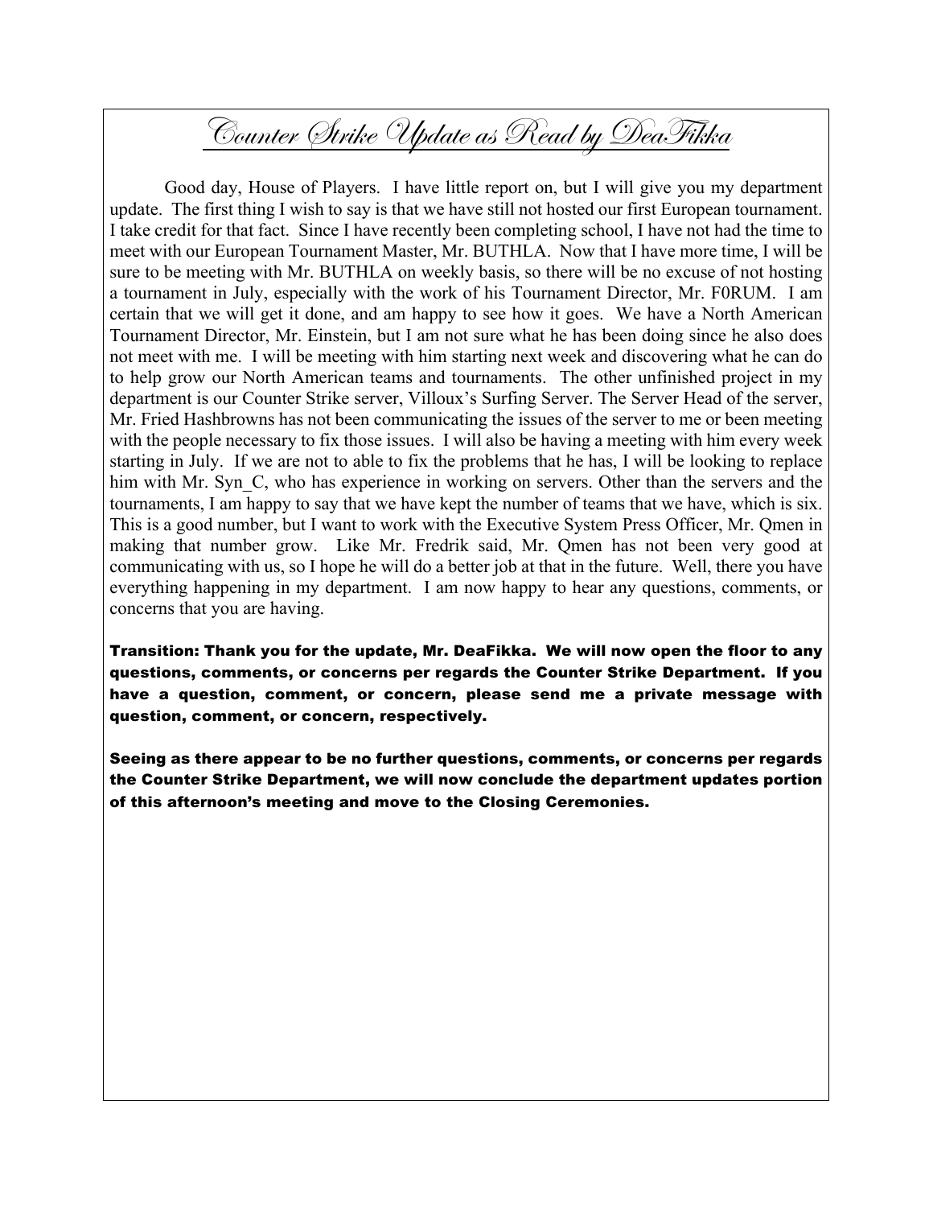# Counter Strike Update as Read by DeaFikka

Good day, House of Players. I have little report on, but I will give you my department update. The first thing I wish to say is that we have still not hosted our first European tournament. I take credit for that fact. Since I have recently been completing school, I have not had the time to meet with our European Tournament Master, Mr. BUTHLA. Now that I have more time, I will be sure to be meeting with Mr. BUTHLA on weekly basis, so there will be no excuse of not hosting a tournament in July, especially with the work of his Tournament Director, Mr. F0RUM. I am certain that we will get it done, and am happy to see how it goes. We have a North American Tournament Director, Mr. Einstein, but I am not sure what he has been doing since he also does not meet with me. I will be meeting with him starting next week and discovering what he can do to help grow our North American teams and tournaments. The other unfinished project in my department is our Counter Strike server, Villoux's Surfing Server. The Server Head of the server, Mr. Fried Hashbrowns has not been communicating the issues of the server to me or been meeting with the people necessary to fix those issues. I will also be having a meeting with him every week starting in July. If we are not to able to fix the problems that he has, I will be looking to replace him with Mr. Syn_C, who has experience in working on servers. Other than the servers and the tournaments, I am happy to say that we have kept the number of teams that we have, which is six. This is a good number, but I want to work with the Executive System Press Officer, Mr. Qmen in making that number grow. Like Mr. Fredrik said, Mr. Qmen has not been very good at communicating with us, so I hope he will do a better job at that in the future. Well, there you have everything happening in my department. I am now happy to hear any questions, comments, or concerns that you are having.

**Transition: Thank you for the update, Mr. DeaFikka. We will now open the floor to any questions, comments, or concerns per regards the Counter Strike Department. If you have a question, comment, or concern, please send me a private message with question, comment, or concern, respectively.**

**Seeing as there appear to be no further questions, comments, or concerns per regards the Counter Strike Department, we will now conclude the department updates portion of this afternoon's meeting and move to the Closing Ceremonies.**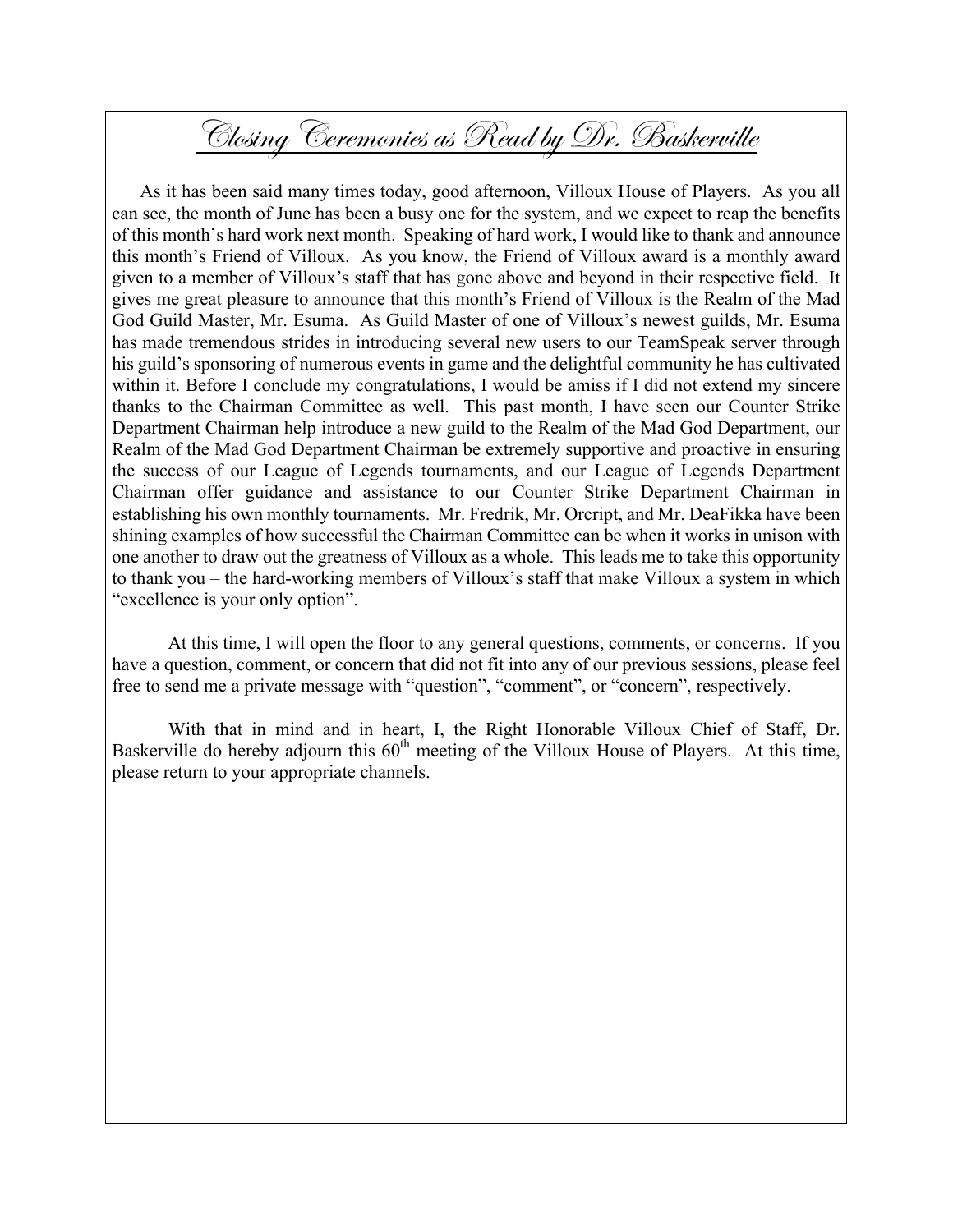# Closing Ceremonies as Read by Dr. Baskerville

As it has been said many times today, good afternoon, Villoux House of Players. As you all can see, the month of June has been a busy one for the system, and we expect to reap the benefits of this month's hard work next month. Speaking of hard work, I would like to thank and announce this month's Friend of Villoux. As you know, the Friend of Villoux award is a monthly award given to a member of Villoux's staff that has gone above and beyond in their respective field. It gives me great pleasure to announce that this month's Friend of Villoux is the Realm of the Mad God Guild Master, Mr. Esuma. As Guild Master of one of Villoux's newest guilds, Mr. Esuma has made tremendous strides in introducing several new users to our TeamSpeak server through his guild's sponsoring of numerous events in game and the delightful community he has cultivated within it. Before I conclude my congratulations, I would be amiss if I did not extend my sincere thanks to the Chairman Committee as well. This past month, I have seen our Counter Strike Department Chairman help introduce a new guild to the Realm of the Mad God Department, our Realm of the Mad God Department Chairman be extremely supportive and proactive in ensuring the success of our League of Legends tournaments, and our League of Legends Department Chairman offer guidance and assistance to our Counter Strike Department Chairman in establishing his own monthly tournaments. Mr. Fredrik, Mr. Orcript, and Mr. DeaFikka have been shining examples of how successful the Chairman Committee can be when it works in unison with one another to draw out the greatness of Villoux as a whole. This leads me to take this opportunity to thank you – the hard-working members of Villoux's staff that make Villoux a system in which "excellence is your only option".

At this time, I will open the floor to any general questions, comments, or concerns. If you have a question, comment, or concern that did not fit into any of our previous sessions, please feel free to send me a private message with "question", "comment", or "concern", respectively.

With that in mind and in heart, I, the Right Honorable Villoux Chief of Staff, Dr. Baskerville do hereby adjourn this 60th meeting of the Villoux House of Players. At this time, please return to your appropriate channels.